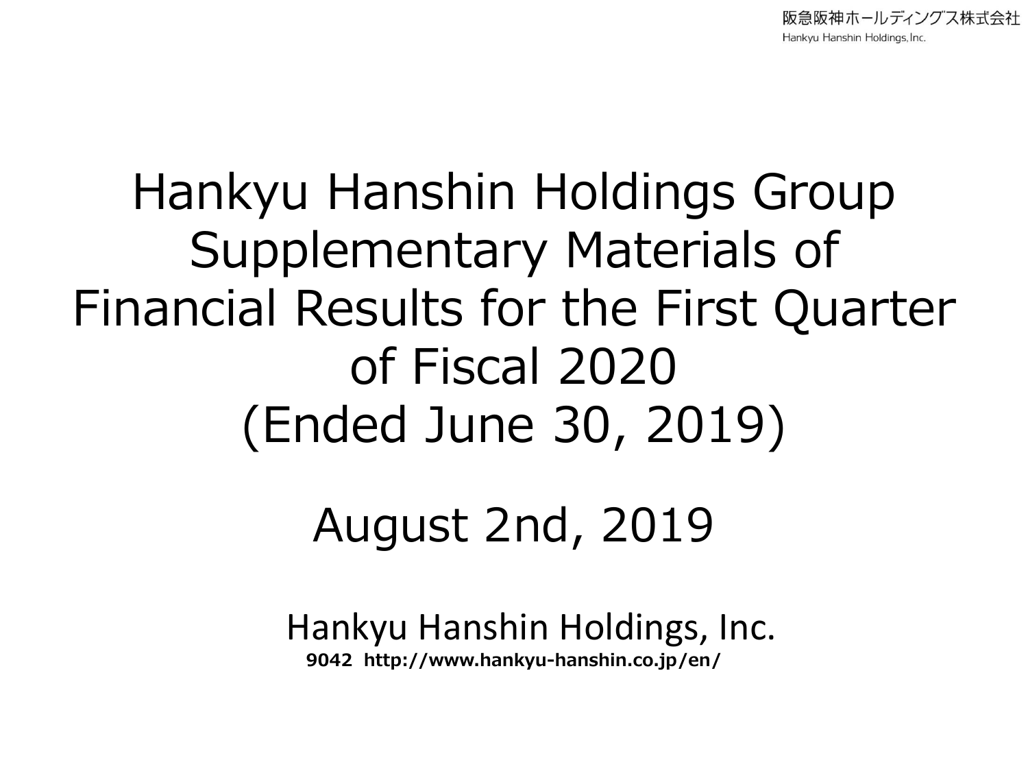# Hankyu Hanshin Holdings Group Supplementary Materials of Financial Results for the First Quarter of Fiscal 2020 (Ended June 30, 2019)

August 2nd, 2019

Hankyu Hanshin Holdings, Inc.

**9042 http://www.hankyu-hanshin.co.jp/en/**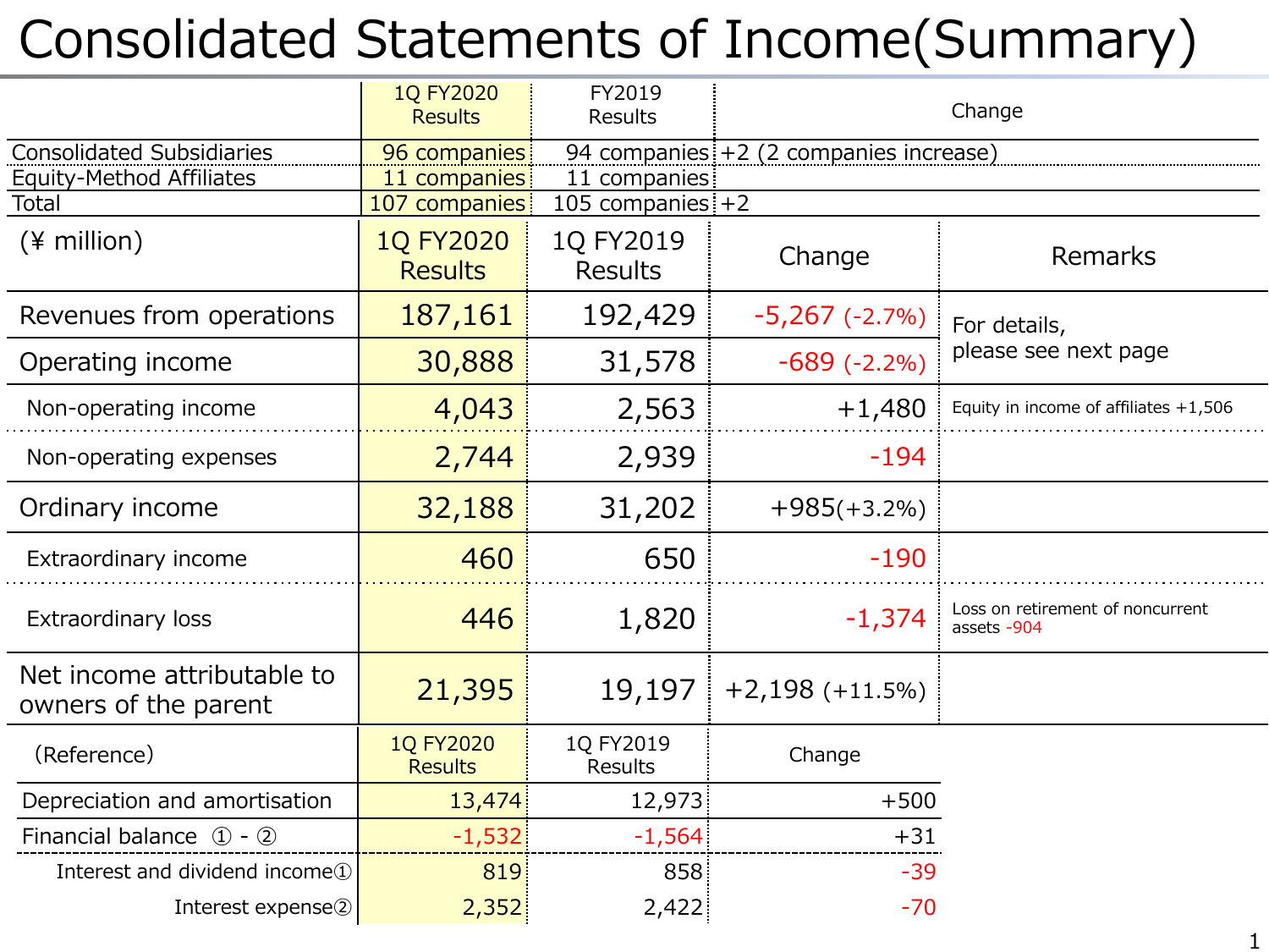# Consolidated Statements of Income(Summary)

| | 1Q FY2020 Results | FY2019 Results | Change |
|---|---|---|---|
| Consolidated Subsidiaries | 96 companies | 94 companies | +2 (2 companies increase) |
| Equity-Method Affiliates | 11 companies | 11 companies | |
| Total | 107 companies | 105 companies | +2 |

| (¥ million) | 1Q FY2020 Results | 1Q FY2019 Results | Change | Remarks |
|---|---|---|---|---|
| Revenues from operations | 187,161 | 192,429 | -5,267 (-2.7%) | For details, please see next page |
| Operating income | 30,888 | 31,578 | -689 (-2.2%) | |
| Non-operating income | 4,043 | 2,563 | +1,480 | Equity in income of affiliates +1,506 |
| Non-operating expenses | 2,744 | 2,939 | -194 | |
| Ordinary income | 32,188 | 31,202 | +985(+3.2%) | |
| Extraordinary income | 460 | 650 | -190 | |
| Extraordinary loss | 446 | 1,820 | -1,374 | Loss on retirement of noncurrent assets -904 |
| Net income attributable to owners of the parent | 21,395 | 19,197 | +2,198 (+11.5%) | |

| (Reference) | 1Q FY2020 Results | 1Q FY2019 Results | Change |
|---|---|---|---|
| Depreciation and amortisation | 13,474 | 12,973 | +500 |
| Financial balance ①-② | -1,532 | -1,564 | +31 |
| Interest and dividend income① | 819 | 858 | -39 |
| Interest expense② | 2,352 | 2,422 | -70 |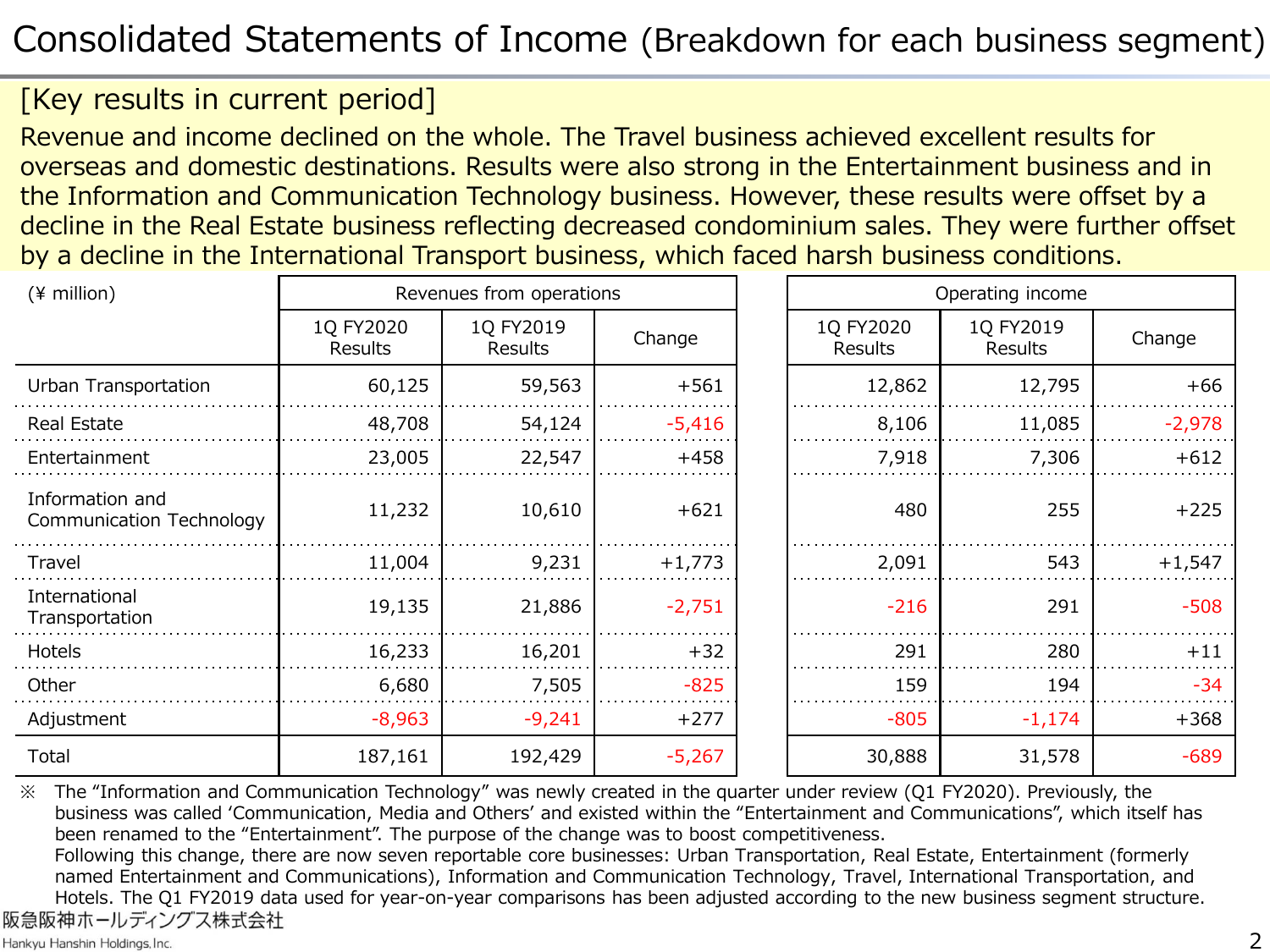# Consolidated Statements of Income (Breakdown for each business segment)

## [Key results in current period]

Revenue and income declined on the whole. The Travel business achieved excellent results for overseas and domestic destinations. Results were also strong in the Entertainment business and in the Information and Communication Technology business. However, these results were offset by a decline in the Real Estate business reflecting decreased condominium sales. They were further offset by a decline in the International Transport business, which faced harsh business conditions.

| (¥ million) | Revenues from operations | | | Operating income | | |
|---|---|---|---|---|---|---|
| | 1Q FY2020 Results | 1Q FY2019 Results | Change | 1Q FY2020 Results | 1Q FY2019 Results | Change |
| Urban Transportation | 60,125 | 59,563 | +561 | 12,862 | 12,795 | +66 |
| Real Estate | 48,708 | 54,124 | -5,416 | 8,106 | 11,085 | -2,978 |
| Entertainment | 23,005 | 22,547 | +458 | 7,918 | 7,306 | +612 |
| Information and Communication Technology | 11,232 | 10,610 | +621 | 480 | 255 | +225 |
| Travel | 11,004 | 9,231 | +1,773 | 2,091 | 543 | +1,547 |
| International Transportation | 19,135 | 21,886 | -2,751 | -216 | 291 | -508 |
| Hotels | 16,233 | 16,201 | +32 | 291 | 280 | +11 |
| Other | 6,680 | 7,505 | -825 | 159 | 194 | -34 |
| Adjustment | -8,963 | -9,241 | +277 | -805 | -1,174 | +368 |
| Total | 187,161 | 192,429 | -5,267 | 30,888 | 31,578 | -689 |

※ The "Information and Communication Technology" was newly created in the quarter under review (Q1 FY2020). Previously, the business was called 'Communication, Media and Others' and existed within the "Entertainment and Communications", which itself has been renamed to the "Entertainment". The purpose of the change was to boost competitiveness.
Following this change, there are now seven reportable core businesses: Urban Transportation, Real Estate, Entertainment (formerly named Entertainment and Communications), Information and Communication Technology, Travel, International Transportation, and Hotels. The Q1 FY2019 data used for year-on-year comparisons has been adjusted according to the new business segment structure.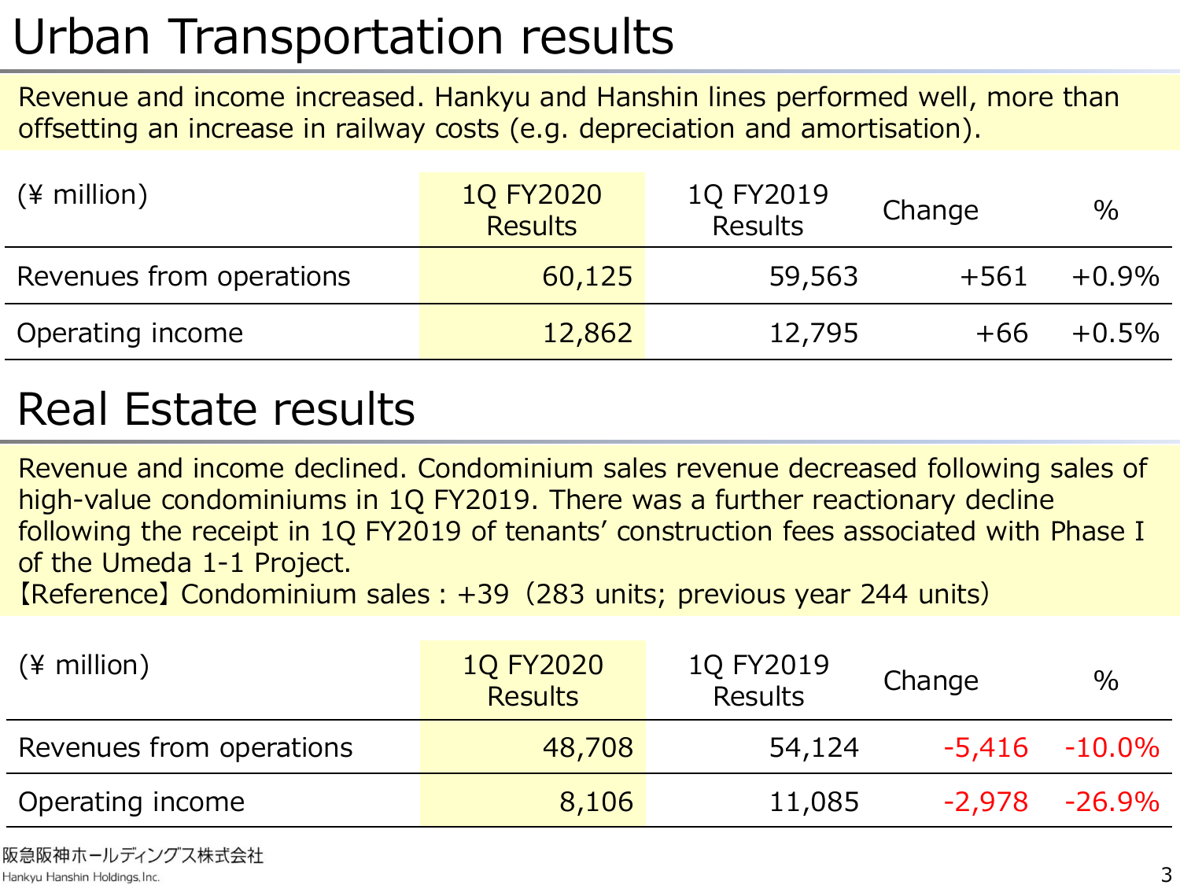# Urban Transportation results

Revenue and income increased. Hankyu and Hanshin lines performed well, more than offsetting an increase in railway costs (e.g. depreciation and amortisation).

| (¥ million) | 1Q FY2020 Results | 1Q FY2019 Results | Change | % |
|---|---|---|---|---|
| Revenues from operations | 60,125 | 59,563 | +561 | +0.9% |
| Operating income | 12,862 | 12,795 | +66 | +0.5% |

# Real Estate results

Revenue and income declined. Condominium sales revenue decreased following sales of high-value condominiums in 1Q FY2019. There was a further reactionary decline following the receipt in 1Q FY2019 of tenants' construction fees associated with Phase I of the Umeda 1-1 Project.
【Reference】Condominium sales : +39（283 units; previous year 244 units）

| (¥ million) | 1Q FY2020 Results | 1Q FY2019 Results | Change | % |
|---|---|---|---|---|
| Revenues from operations | 48,708 | 54,124 | -5,416 | -10.0% |
| Operating income | 8,106 | 11,085 | -2,978 | -26.9% |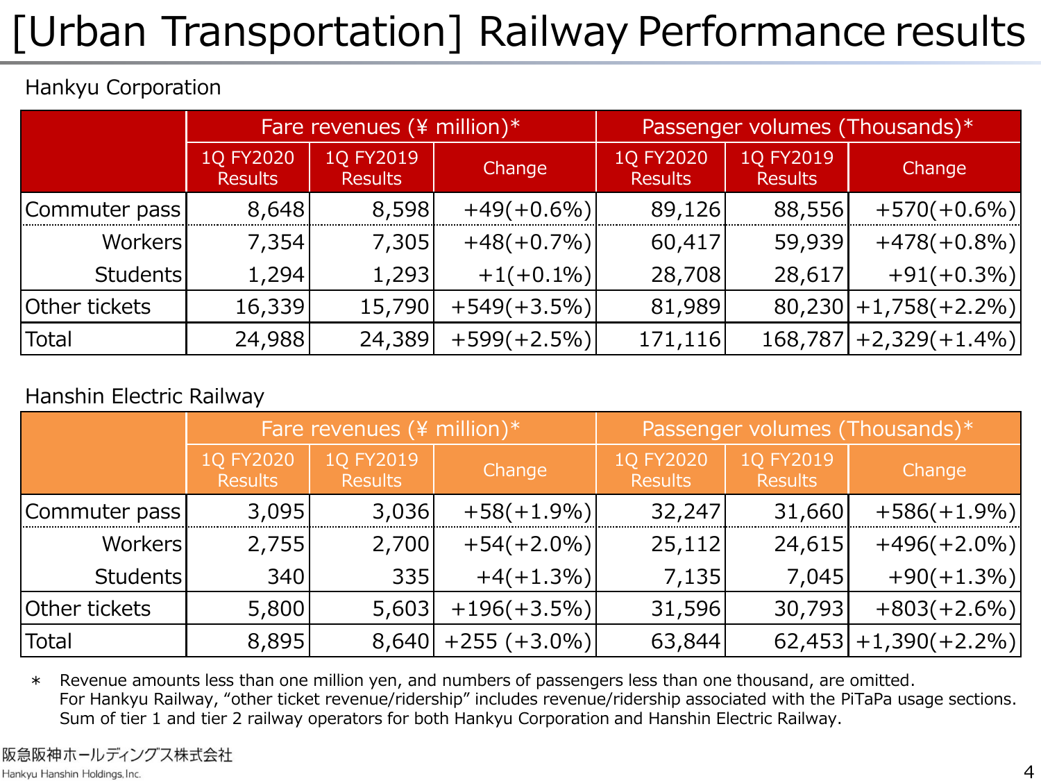# [Urban Transportation] Railway Performance results

Hankyu Corporation

| | Fare revenues (¥ million)* | | | Passenger volumes (Thousands)* | | |
|---|---|---|---|---|---|---|
| | 1Q FY2020 Results | 1Q FY2019 Results | Change | 1Q FY2020 Results | 1Q FY2019 Results | Change |
| Commuter pass | 8,648 | 8,598 | +49(+0.6%) | 89,126 | 88,556 | +570(+0.6%) |
| Workers | 7,354 | 7,305 | +48(+0.7%) | 60,417 | 59,939 | +478(+0.8%) |
| Students | 1,294 | 1,293 | +1(+0.1%) | 28,708 | 28,617 | +91(+0.3%) |
| Other tickets | 16,339 | 15,790 | +549(+3.5%) | 81,989 | 80,230 | +1,758(+2.2%) |
| Total | 24,988 | 24,389 | +599(+2.5%) | 171,116 | 168,787 | +2,329(+1.4%) |

Hanshin Electric Railway

| | Fare revenues (¥ million)* | | | Passenger volumes (Thousands)* | | |
|---|---|---|---|---|---|---|
| | 1Q FY2020 Results | 1Q FY2019 Results | Change | 1Q FY2020 Results | 1Q FY2019 Results | Change |
| Commuter pass | 3,095 | 3,036 | +58(+1.9%) | 32,247 | 31,660 | +586(+1.9%) |
| Workers | 2,755 | 2,700 | +54(+2.0%) | 25,112 | 24,615 | +496(+2.0%) |
| Students | 340 | 335 | +4(+1.3%) | 7,135 | 7,045 | +90(+1.3%) |
| Other tickets | 5,800 | 5,603 | +196(+3.5%) | 31,596 | 30,793 | +803(+2.6%) |
| Total | 8,895 | 8,640 | +255 (+3.0%) | 63,844 | 62,453 | +1,390(+2.2%) |

＊ Revenue amounts less than one million yen, and numbers of passengers less than one thousand, are omitted.
For Hankyu Railway, "other ticket revenue/ridership" includes revenue/ridership associated with the PiTaPa usage sections.
Sum of tier 1 and tier 2 railway operators for both Hankyu Corporation and Hanshin Electric Railway.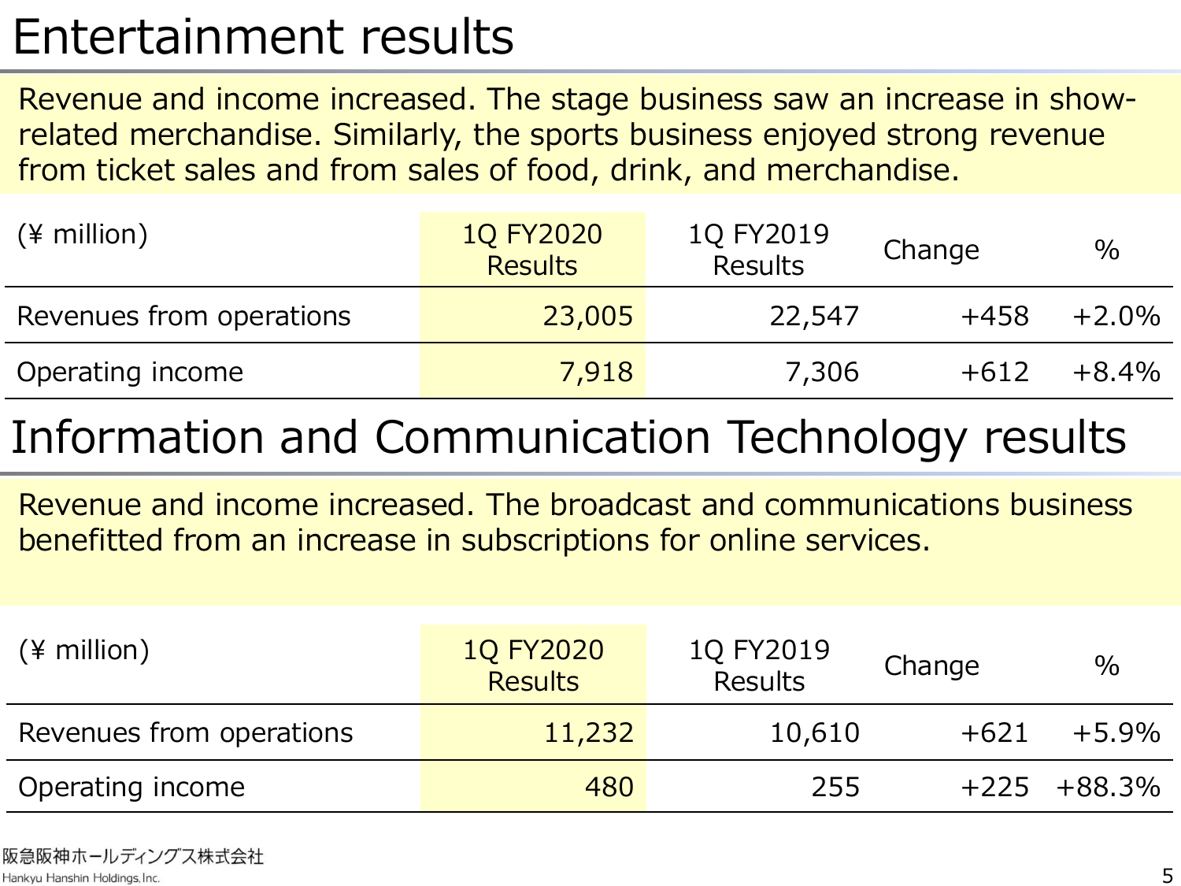# Entertainment results

Revenue and income increased. The stage business saw an increase in show-related merchandise. Similarly, the sports business enjoyed strong revenue from ticket sales and from sales of food, drink, and merchandise.

| (¥ million) | 1Q FY2020 Results | 1Q FY2019 Results | Change | % |
|---|---|---|---|---|
| Revenues from operations | 23,005 | 22,547 | +458 | +2.0% |
| Operating income | 7,918 | 7,306 | +612 | +8.4% |

# Information and Communication Technology results

Revenue and income increased. The broadcast and communications business benefitted from an increase in subscriptions for online services.

| (¥ million) | 1Q FY2020 Results | 1Q FY2019 Results | Change | % |
|---|---|---|---|---|
| Revenues from operations | 11,232 | 10,610 | +621 | +5.9% |
| Operating income | 480 | 255 | +225 | +88.3% |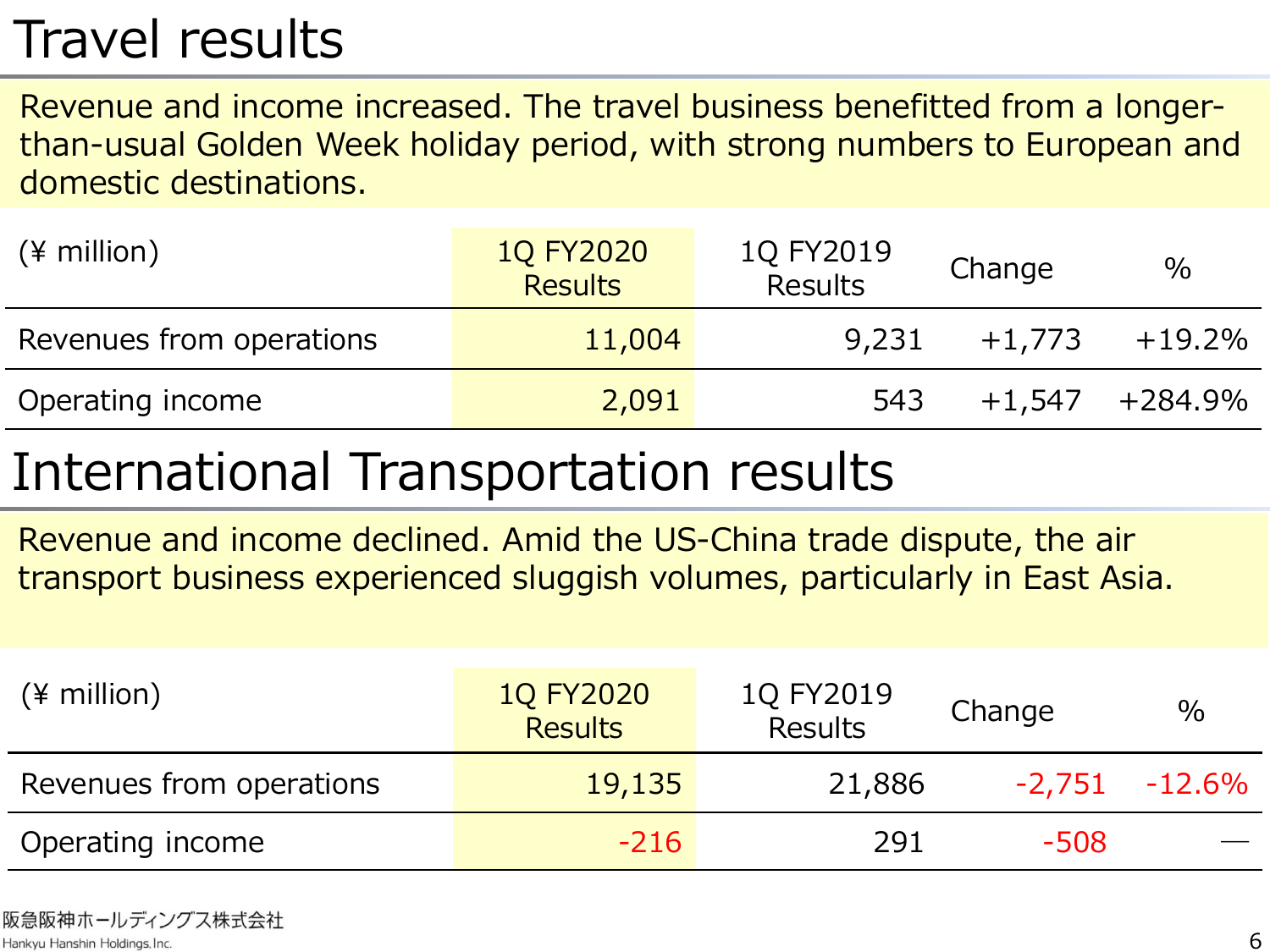# Travel results

Revenue and income increased. The travel business benefitted from a longer-than-usual Golden Week holiday period, with strong numbers to European and domestic destinations.

| (¥ million) | 1Q FY2020 Results | 1Q FY2019 Results | Change | % |
|---|---|---|---|---|
| Revenues from operations | 11,004 | 9,231 | +1,773 | +19.2% |
| Operating income | 2,091 | 543 | +1,547 | +284.9% |

# International Transportation results

Revenue and income declined. Amid the US-China trade dispute, the air transport business experienced sluggish volumes, particularly in East Asia.

| (¥ million) | 1Q FY2020 Results | 1Q FY2019 Results | Change | % |
|---|---|---|---|---|
| Revenues from operations | 19,135 | 21,886 | -2,751 | -12.6% |
| Operating income | -216 | 291 | -508 | — |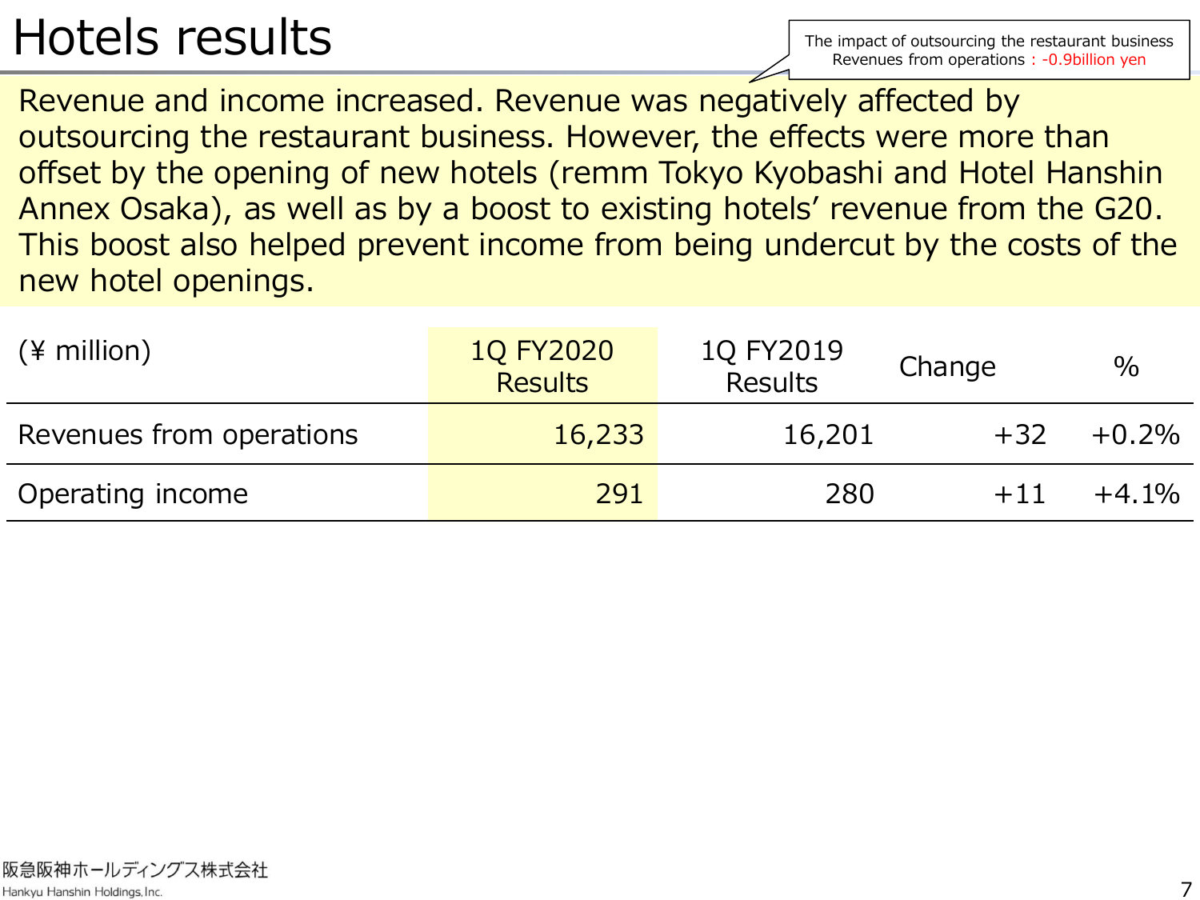# Hotels results

The impact of outsourcing the restaurant business
Revenues from operations : -0.9billion yen

Revenue and income increased. Revenue was negatively affected by outsourcing the restaurant business. However, the effects were more than offset by the opening of new hotels (remm Tokyo Kyobashi and Hotel Hanshin Annex Osaka), as well as by a boost to existing hotels' revenue from the G20. This boost also helped prevent income from being undercut by the costs of the new hotel openings.

| (¥ million) | 1Q FY2020 Results | 1Q FY2019 Results | Change | % |
|---|---|---|---|---|
| Revenues from operations | 16,233 | 16,201 | +32 | +0.2% |
| Operating income | 291 | 280 | +11 | +4.1% |

阪急阪神ホールディングス株式会社
Hankyu Hanshin Holdings, Inc.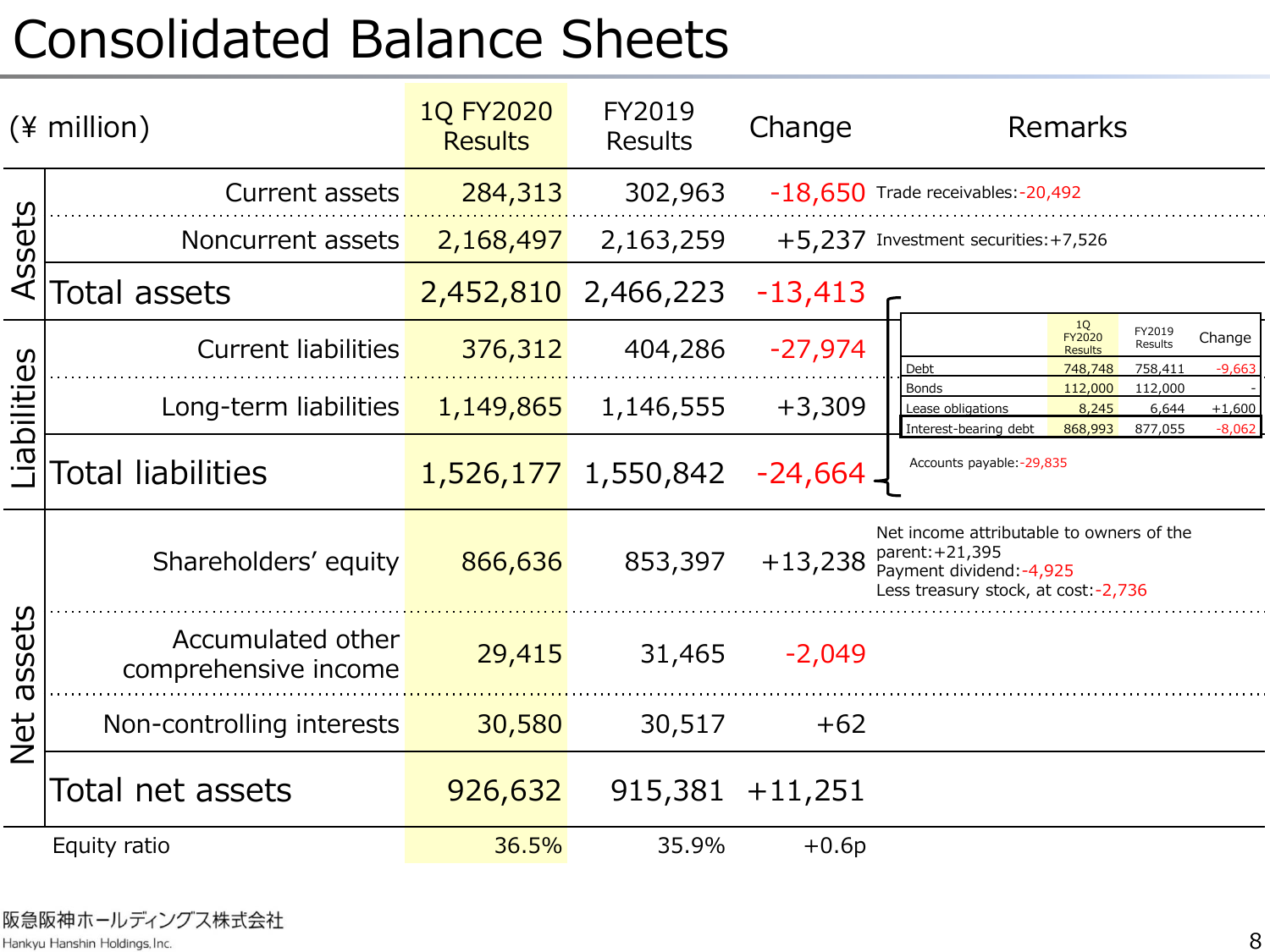# Consolidated Balance Sheets

| (¥ million) | | 1Q FY2020 Results | FY2019 Results | Change | Remarks |
|---|---|---|---|---|---|
| Assets | Current assets | 284,313 | 302,963 | -18,650 | Trade receivables:-20,492 |
| | Noncurrent assets | 2,168,497 | 2,163,259 | +5,237 | Investment securities:+7,526 |
| | Total assets | 2,452,810 | 2,466,223 | -13,413 | |
| Liabilities | Current liabilities | 376,312 | 404,286 | -27,974 | |
| | Long-term liabilities | 1,149,865 | 1,146,555 | +3,309 | |
| | Total liabilities | 1,526,177 | 1,550,842 | -24,664 | Accounts payable:-29,835 |
| Net assets | Shareholders' equity | 866,636 | 853,397 | +13,238 | Net income attributable to owners of the parent:+21,395<br>Payment dividend:-4,925<br>Less treasury stock, at cost:-2,736 |
| | Accumulated other comprehensive income | 29,415 | 31,465 | -2,049 | |
| | Non-controlling interests | 30,580 | 30,517 | +62 | |
| | Total net assets | 926,632 | 915,381 | +11,251 | |
| | Equity ratio | 36.5% | 35.9% | +0.6p | |

| | 1Q FY2020 Results | FY2019 Results | Change |
|---|---|---|---|
| Debt | 748,748 | 758,411 | -9,663 |
| Bonds | 112,000 | 112,000 | - |
| Lease obligations | 8,245 | 6,644 | +1,600 |
| Interest-bearing debt | 868,993 | 877,055 | -8,062 |

阪急阪神ホールディングス株式会社
Hankyu Hanshin Holdings, Inc.